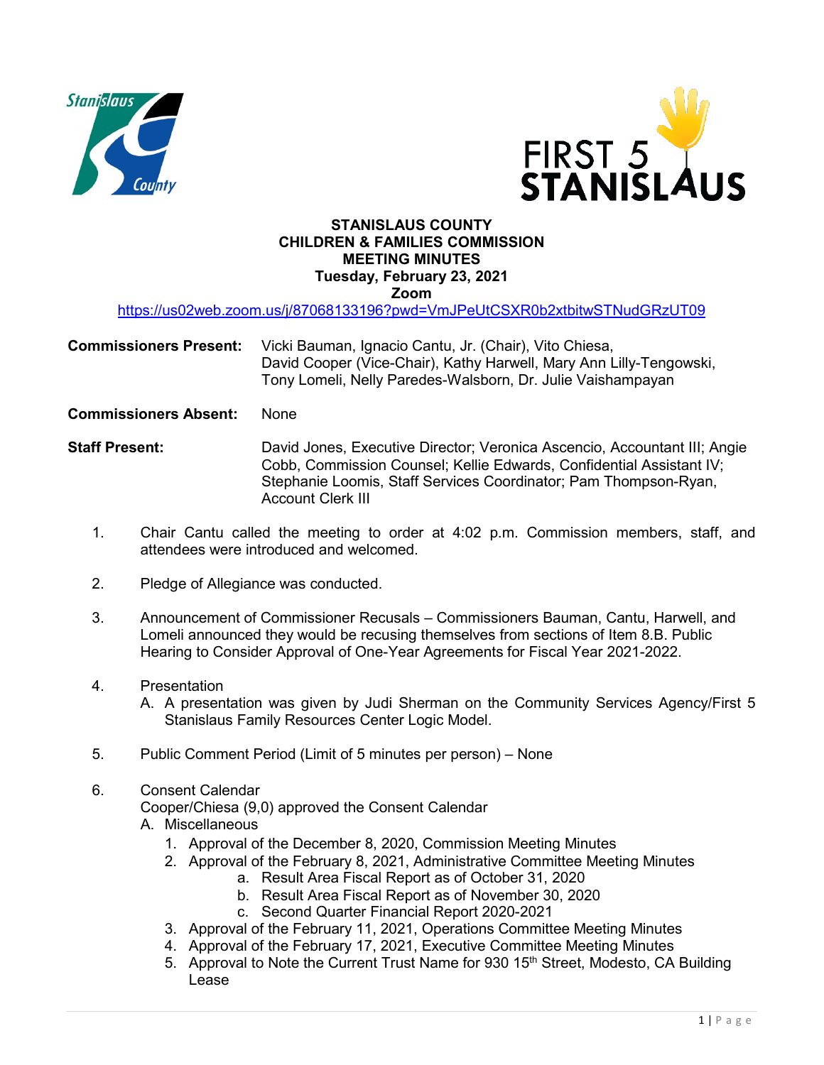# STANISLAUS COUNTY
# CHILDREN & FAMILIES COMMISSION
# MEETING MINUTES

**Tuesday, February 23, 2021**

**Zoom**

https://us02web.zoom.us/j/87068133196?pwd=VmJPeUtCSXR0b2xtbitwSTNudGRzUT09

**Commissioners Present:** Vicki Bauman, Ignacio Cantu, Jr. (Chair), Vito Chiesa, David Cooper (Vice-Chair), Kathy Harwell, Mary Ann Lilly-Tengowski, Tony Lomeli, Nelly Paredes-Walsborn, Dr. Julie Vaishampayan

**Commissioners Absent:** None

**Staff Present:** David Jones, Executive Director; Veronica Ascencio, Accountant III; Angie Cobb, Commission Counsel; Kellie Edwards, Confidential Assistant IV; Stephanie Loomis, Staff Services Coordinator; Pam Thompson-Ryan, Account Clerk III

1. Chair Cantu called the meeting to order at 4:02 p.m. Commission members, staff, and attendees were introduced and welcomed.

2. Pledge of Allegiance was conducted.

3. Announcement of Commissioner Recusals – Commissioners Bauman, Cantu, Harwell, and Lomeli announced they would be recusing themselves from sections of Item 8.B. Public Hearing to Consider Approval of One-Year Agreements for Fiscal Year 2021-2022.

4. Presentation
   A. A presentation was given by Judi Sherman on the Community Services Agency/First 5 Stanislaus Family Resources Center Logic Model.

5. Public Comment Period (Limit of 5 minutes per person) – None

6. Consent Calendar
   Cooper/Chiesa (9,0) approved the Consent Calendar
   A. Miscellaneous
      1. Approval of the December 8, 2020, Commission Meeting Minutes
      2. Approval of the February 8, 2021, Administrative Committee Meeting Minutes
         a. Result Area Fiscal Report as of October 31, 2020
         b. Result Area Fiscal Report as of November 30, 2020
         c. Second Quarter Financial Report 2020-2021
      3. Approval of the February 11, 2021, Operations Committee Meeting Minutes
      4. Approval of the February 17, 2021, Executive Committee Meeting Minutes
      5. Approval to Note the Current Trust Name for 930 15th Street, Modesto, CA Building Lease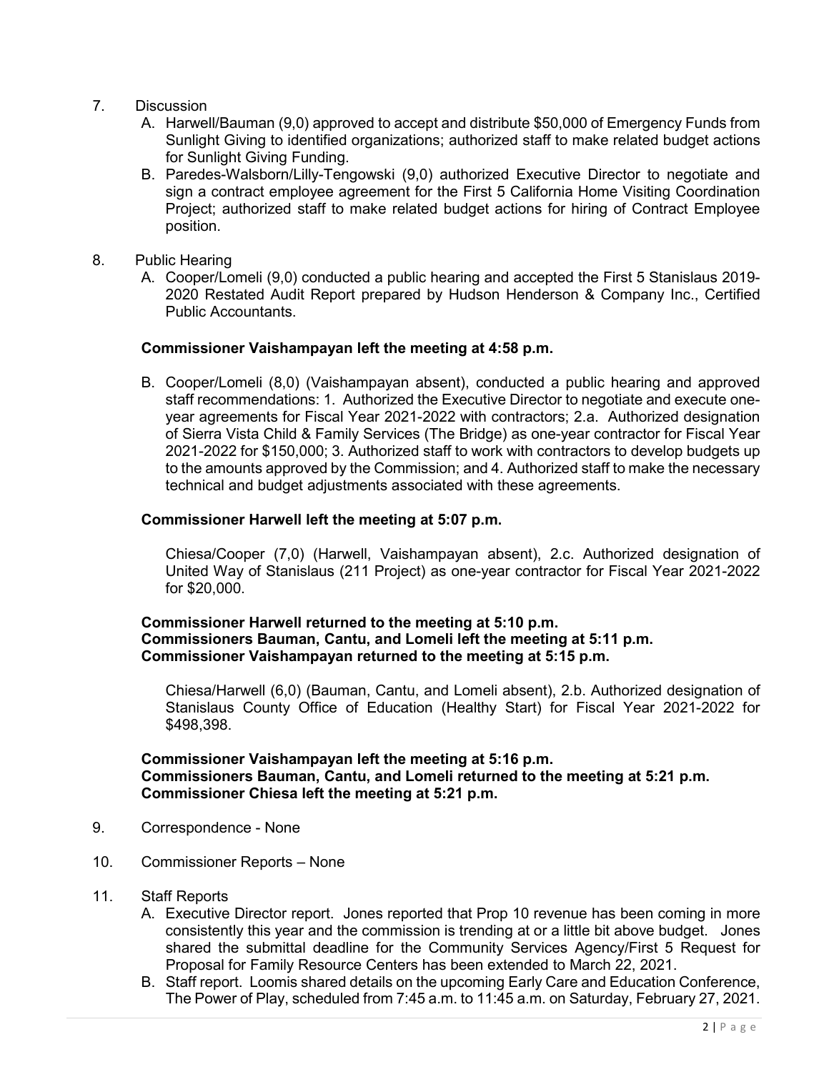7. Discussion
   A. Harwell/Bauman (9,0) approved to accept and distribute $50,000 of Emergency Funds from Sunlight Giving to identified organizations; authorized staff to make related budget actions for Sunlight Giving Funding.
   B. Paredes-Walsborn/Lilly-Tengowski (9,0) authorized Executive Director to negotiate and sign a contract employee agreement for the First 5 California Home Visiting Coordination Project; authorized staff to make related budget actions for hiring of Contract Employee position.

8. Public Hearing
   A. Cooper/Lomeli (9,0) conducted a public hearing and accepted the First 5 Stanislaus 2019-2020 Restated Audit Report prepared by Hudson Henderson & Company Inc., Certified Public Accountants.

   **Commissioner Vaishampayan left the meeting at 4:58 p.m.**

   B. Cooper/Lomeli (8,0) (Vaishampayan absent), conducted a public hearing and approved staff recommendations: 1. Authorized the Executive Director to negotiate and execute one-year agreements for Fiscal Year 2021-2022 with contractors; 2.a. Authorized designation of Sierra Vista Child & Family Services (The Bridge) as one-year contractor for Fiscal Year 2021-2022 for $150,000; 3. Authorized staff to work with contractors to develop budgets up to the amounts approved by the Commission; and 4. Authorized staff to make the necessary technical and budget adjustments associated with these agreements.

   **Commissioner Harwell left the meeting at 5:07 p.m.**

   Chiesa/Cooper (7,0) (Harwell, Vaishampayan absent), 2.c. Authorized designation of United Way of Stanislaus (211 Project) as one-year contractor for Fiscal Year 2021-2022 for $20,000.

   **Commissioner Harwell returned to the meeting at 5:10 p.m.**
   **Commissioners Bauman, Cantu, and Lomeli left the meeting at 5:11 p.m.**
   **Commissioner Vaishampayan returned to the meeting at 5:15 p.m.**

   Chiesa/Harwell (6,0) (Bauman, Cantu, and Lomeli absent), 2.b. Authorized designation of Stanislaus County Office of Education (Healthy Start) for Fiscal Year 2021-2022 for $498,398.

   **Commissioner Vaishampayan left the meeting at 5:16 p.m.**
   **Commissioners Bauman, Cantu, and Lomeli returned to the meeting at 5:21 p.m.**
   **Commissioner Chiesa left the meeting at 5:21 p.m.**

9. Correspondence - None

10. Commissioner Reports – None

11. Staff Reports
    A. Executive Director report. Jones reported that Prop 10 revenue has been coming in more consistently this year and the commission is trending at or a little bit above budget. Jones shared the submittal deadline for the Community Services Agency/First 5 Request for Proposal for Family Resource Centers has been extended to March 22, 2021.
    B. Staff report. Loomis shared details on the upcoming Early Care and Education Conference, The Power of Play, scheduled from 7:45 a.m. to 11:45 a.m. on Saturday, February 27, 2021.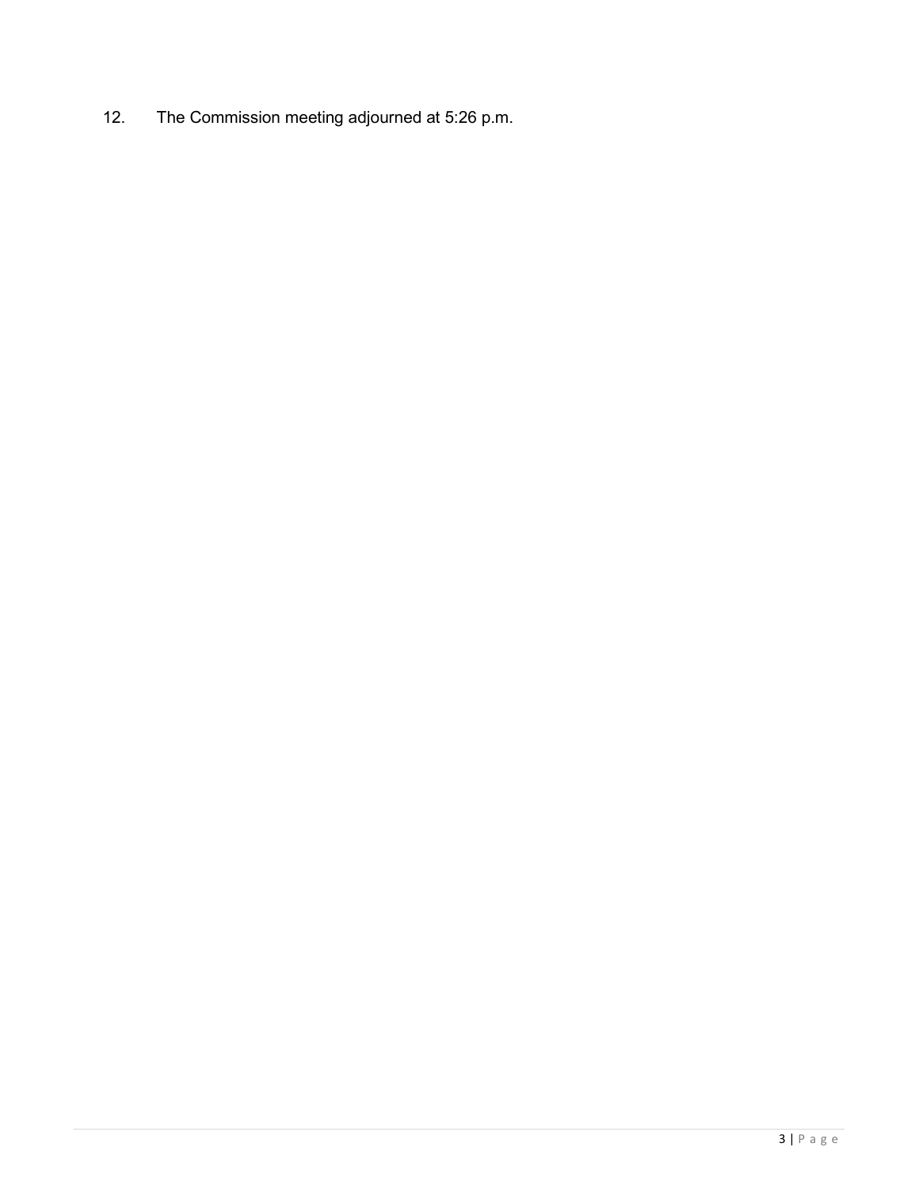12. The Commission meeting adjourned at 5:26 p.m.